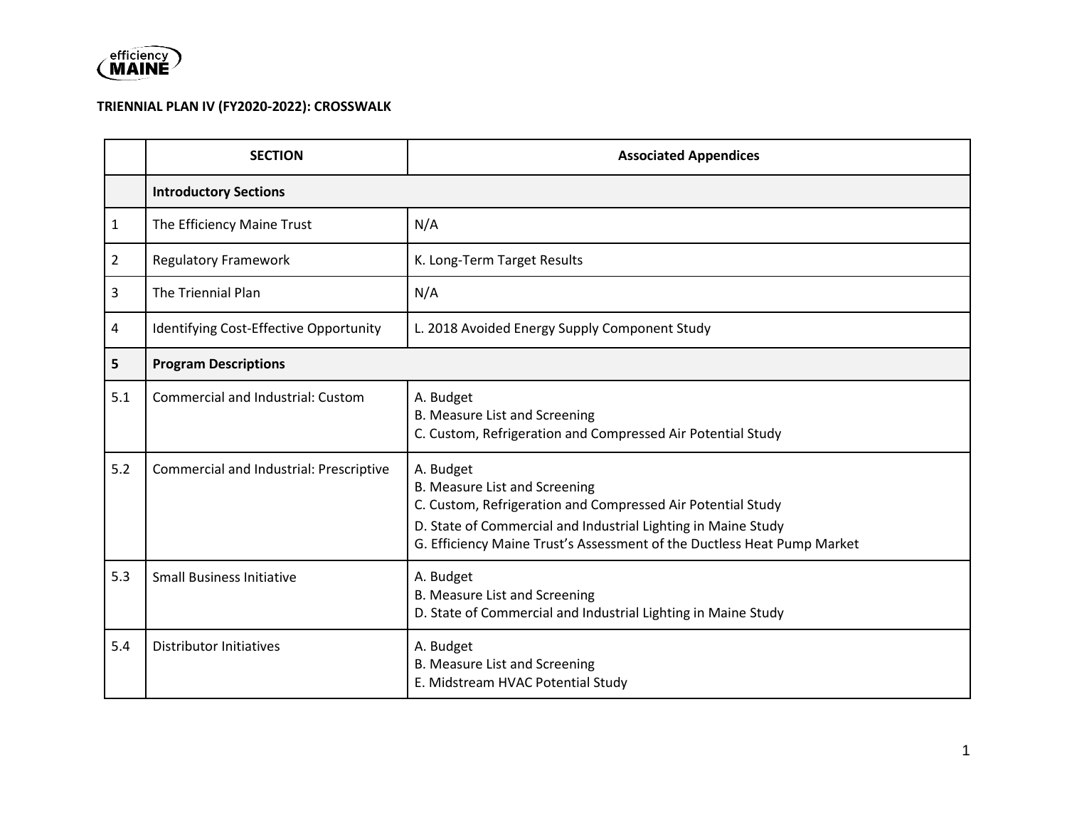**TRIENNIAL PLAN IV (FY2020-2022): CROSSWALK**

| | **SECTION** | **Associated Appendices** |
|---|---|---|
| | **Introductory Sections** | |
| 1 | The Efficiency Maine Trust | N/A |
| 2 | Regulatory Framework | K. Long-Term Target Results |
| 3 | The Triennial Plan | N/A |
| 4 | Identifying Cost-Effective Opportunity | L. 2018 Avoided Energy Supply Component Study |
| **5** | **Program Descriptions** | |
| 5.1 | Commercial and Industrial: Custom | A. Budget<br>B. Measure List and Screening<br>C. Custom, Refrigeration and Compressed Air Potential Study |
| 5.2 | Commercial and Industrial: Prescriptive | A. Budget<br>B. Measure List and Screening<br>C. Custom, Refrigeration and Compressed Air Potential Study<br>D. State of Commercial and Industrial Lighting in Maine Study<br>G. Efficiency Maine Trust's Assessment of the Ductless Heat Pump Market |
| 5.3 | Small Business Initiative | A. Budget<br>B. Measure List and Screening<br>D. State of Commercial and Industrial Lighting in Maine Study |
| 5.4 | Distributor Initiatives | A. Budget<br>B. Measure List and Screening<br>E. Midstream HVAC Potential Study |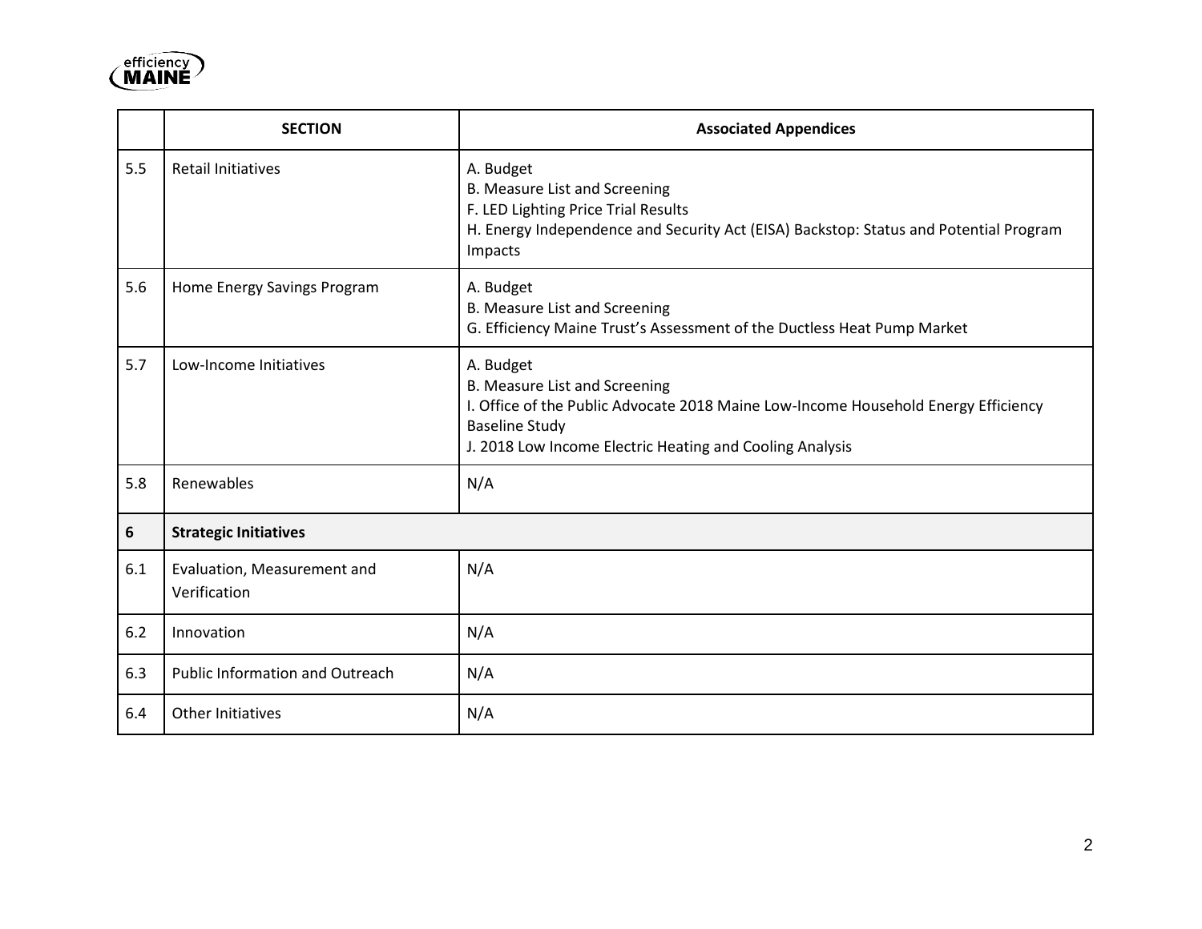| | SECTION | Associated Appendices |
|---|---|---|
| 5.5 | Retail Initiatives | A. Budget<br>B. Measure List and Screening<br>F. LED Lighting Price Trial Results<br>H. Energy Independence and Security Act (EISA) Backstop: Status and Potential Program Impacts |
| 5.6 | Home Energy Savings Program | A. Budget<br>B. Measure List and Screening<br>G. Efficiency Maine Trust's Assessment of the Ductless Heat Pump Market |
| 5.7 | Low-Income Initiatives | A. Budget<br>B. Measure List and Screening<br>I. Office of the Public Advocate 2018 Maine Low-Income Household Energy Efficiency Baseline Study<br>J. 2018 Low Income Electric Heating and Cooling Analysis |
| 5.8 | Renewables | N/A |
| **6** | **Strategic Initiatives** | |
| 6.1 | Evaluation, Measurement and Verification | N/A |
| 6.2 | Innovation | N/A |
| 6.3 | Public Information and Outreach | N/A |
| 6.4 | Other Initiatives | N/A |